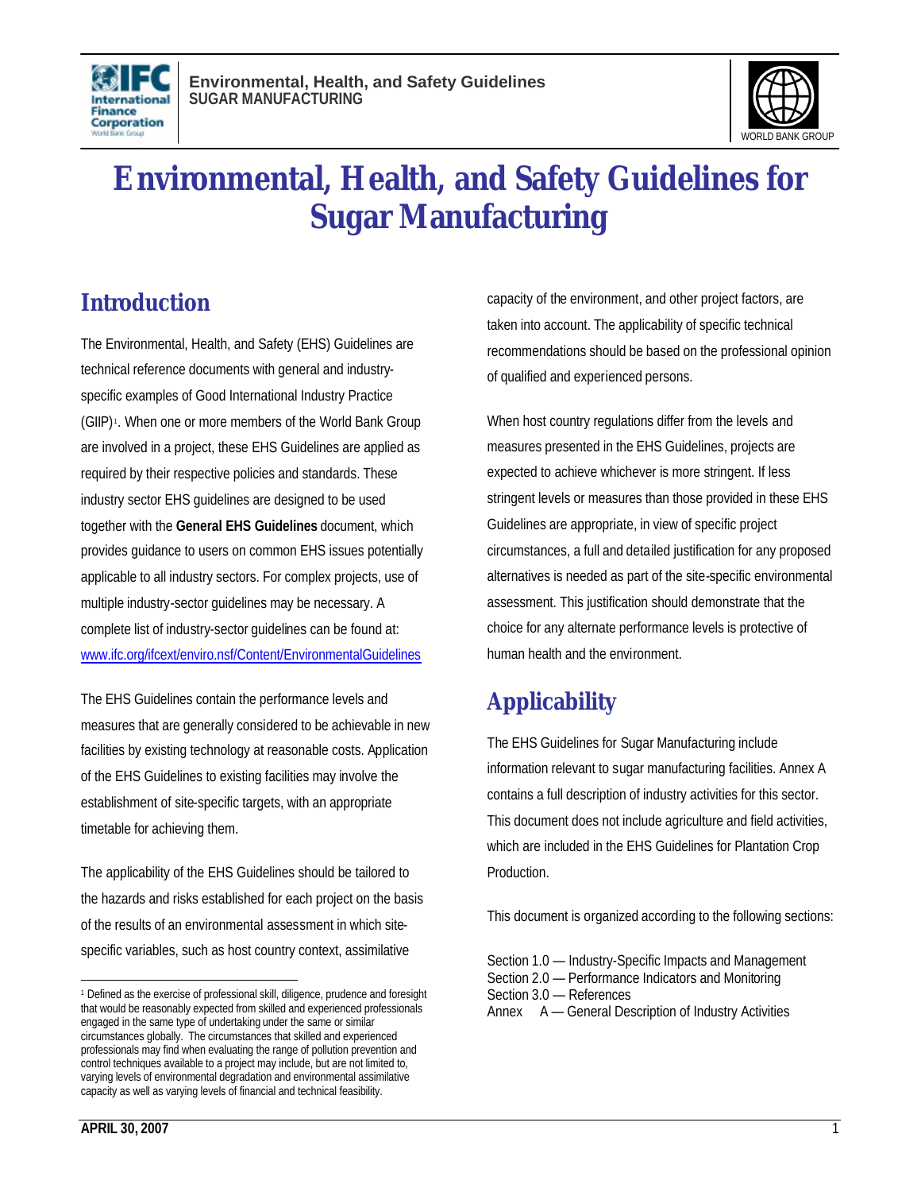# Environmental, Health, and Safety Guidelines for Sugar Manufacturing

## Introduction

The Environmental, Health, and Safety (EHS) Guidelines are technical reference documents with general and industry-specific examples of Good International Industry Practice (GIIP)[1]. When one or more members of the World Bank Group are involved in a project, these EHS Guidelines are applied as required by their respective policies and standards. These industry sector EHS guidelines are designed to be used together with the **General EHS Guidelines** document, which provides guidance to users on common EHS issues potentially applicable to all industry sectors. For complex projects, use of multiple industry-sector guidelines may be necessary. A complete list of industry-sector guidelines can be found at: www.ifc.org/ifcext/enviro.nsf/Content/EnvironmentalGuidelines

The EHS Guidelines contain the performance levels and measures that are generally considered to be achievable in new facilities by existing technology at reasonable costs. Application of the EHS Guidelines to existing facilities may involve the establishment of site-specific targets, with an appropriate timetable for achieving them.

The applicability of the EHS Guidelines should be tailored to the hazards and risks established for each project on the basis of the results of an environmental assessment in which site-specific variables, such as host country context, assimilative capacity of the environment, and other project factors, are taken into account. The applicability of specific technical recommendations should be based on the professional opinion of qualified and experienced persons.

When host country regulations differ from the levels and measures presented in the EHS Guidelines, projects are expected to achieve whichever is more stringent. If less stringent levels or measures than those provided in these EHS Guidelines are appropriate, in view of specific project circumstances, a full and detailed justification for any proposed alternatives is needed as part of the site-specific environmental assessment. This justification should demonstrate that the choice for any alternate performance levels is protective of human health and the environment.

## Applicability

The EHS Guidelines for Sugar Manufacturing include information relevant to sugar manufacturing facilities. Annex A contains a full description of industry activities for this sector. This document does not include agriculture and field activities, which are included in the EHS Guidelines for Plantation Crop Production.

This document is organized according to the following sections:

Section 1.0 — Industry-Specific Impacts and Management
Section 2.0 — Performance Indicators and Monitoring
Section 3.0 — References
Annex A — General Description of Industry Activities

---

[1] Defined as the exercise of professional skill, diligence, prudence and foresight that would be reasonably expected from skilled and experienced professionals engaged in the same type of undertaking under the same or similar circumstances globally. The circumstances that skilled and experienced professionals may find when evaluating the range of pollution prevention and control techniques available to a project may include, but are not limited to, varying levels of environmental degradation and environmental assimilative capacity as well as varying levels of financial and technical feasibility.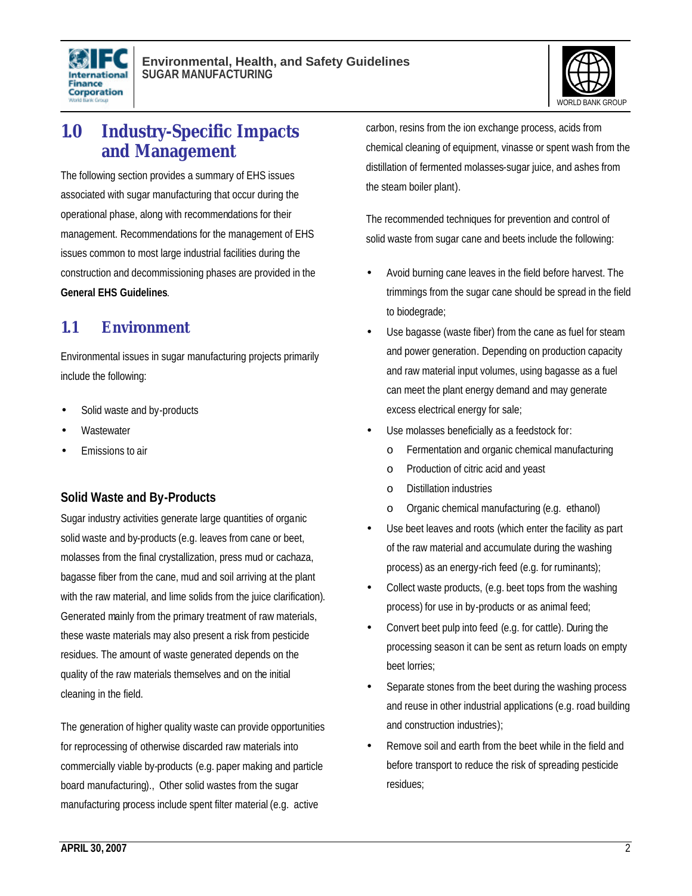# 1.0 Industry-Specific Impacts and Management

The following section provides a summary of EHS issues associated with sugar manufacturing that occur during the operational phase, along with recommendations for their management. Recommendations for the management of EHS issues common to most large industrial facilities during the construction and decommissioning phases are provided in the **General EHS Guidelines**.

## 1.1 Environment

Environmental issues in sugar manufacturing projects primarily include the following:

- Solid waste and by-products
- Wastewater
- Emissions to air

### Solid Waste and By-Products

Sugar industry activities generate large quantities of organic solid waste and by-products (e.g. leaves from cane or beet, molasses from the final crystallization, press mud or cachaza, bagasse fiber from the cane, mud and soil arriving at the plant with the raw material, and lime solids from the juice clarification). Generated mainly from the primary treatment of raw materials, these waste materials may also present a risk from pesticide residues. The amount of waste generated depends on the quality of the raw materials themselves and on the initial cleaning in the field.

The generation of higher quality waste can provide opportunities for reprocessing of otherwise discarded raw materials into commercially viable by-products (e.g. paper making and particle board manufacturing)., Other solid wastes from the sugar manufacturing process include spent filter material (e.g. active carbon, resins from the ion exchange process, acids from chemical cleaning of equipment, vinasse or spent wash from the distillation of fermented molasses-sugar juice, and ashes from the steam boiler plant).

The recommended techniques for prevention and control of solid waste from sugar cane and beets include the following:

- Avoid burning cane leaves in the field before harvest. The trimmings from the sugar cane should be spread in the field to biodegrade;
- Use bagasse (waste fiber) from the cane as fuel for steam and power generation. Depending on production capacity and raw material input volumes, using bagasse as a fuel can meet the plant energy demand and may generate excess electrical energy for sale;
- Use molasses beneficially as a feedstock for:
    - Fermentation and organic chemical manufacturing
    - Production of citric acid and yeast
    - Distillation industries
    - Organic chemical manufacturing (e.g. ethanol)
- Use beet leaves and roots (which enter the facility as part of the raw material and accumulate during the washing process) as an energy-rich feed (e.g. for ruminants);
- Collect waste products, (e.g. beet tops from the washing process) for use in by-products or as animal feed;
- Convert beet pulp into feed (e.g. for cattle). During the processing season it can be sent as return loads on empty beet lorries;
- Separate stones from the beet during the washing process and reuse in other industrial applications (e.g. road building and construction industries);
- Remove soil and earth from the beet while in the field and before transport to reduce the risk of spreading pesticide residues;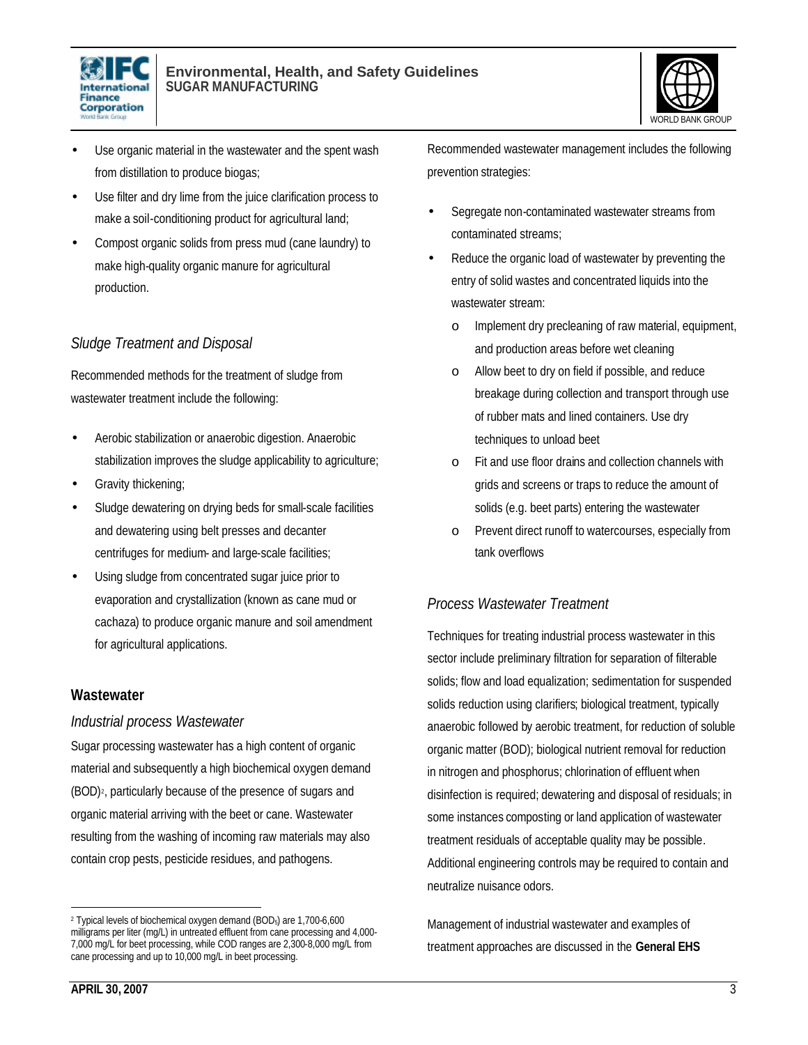- Use organic material in the wastewater and the spent wash from distillation to produce biogas;
- Use filter and dry lime from the juice clarification process to make a soil-conditioning product for agricultural land;
- Compost organic solids from press mud (cane laundry) to make high-quality organic manure for agricultural production.

### *Sludge Treatment and Disposal*

Recommended methods for the treatment of sludge from wastewater treatment include the following:

- Aerobic stabilization or anaerobic digestion. Anaerobic stabilization improves the sludge applicability to agriculture;
- Gravity thickening;
- Sludge dewatering on drying beds for small-scale facilities and dewatering using belt presses and decanter centrifuges for medium- and large-scale facilities;
- Using sludge from concentrated sugar juice prior to evaporation and crystallization (known as cane mud or cachaza) to produce organic manure and soil amendment for agricultural applications.

## Wastewater

### *Industrial process Wastewater*

Sugar processing wastewater has a high content of organic material and subsequently a high biochemical oxygen demand (BOD)[2], particularly because of the presence of sugars and organic material arriving with the beet or cane. Wastewater resulting from the washing of incoming raw materials may also contain crop pests, pesticide residues, and pathogens.

Recommended wastewater management includes the following prevention strategies:

- Segregate non-contaminated wastewater streams from contaminated streams;
- Reduce the organic load of wastewater by preventing the entry of solid wastes and concentrated liquids into the wastewater stream:
  - Implement dry precleaning of raw material, equipment, and production areas before wet cleaning
  - Allow beet to dry on field if possible, and reduce breakage during collection and transport through use of rubber mats and lined containers. Use dry techniques to unload beet
  - Fit and use floor drains and collection channels with grids and screens or traps to reduce the amount of solids (e.g. beet parts) entering the wastewater
  - Prevent direct runoff to watercourses, especially from tank overflows

### *Process Wastewater Treatment*

Techniques for treating industrial process wastewater in this sector include preliminary filtration for separation of filterable solids; flow and load equalization; sedimentation for suspended solids reduction using clarifiers; biological treatment, typically anaerobic followed by aerobic treatment, for reduction of soluble organic matter (BOD); biological nutrient removal for reduction in nitrogen and phosphorus; chlorination of effluent when disinfection is required; dewatering and disposal of residuals; in some instances composting or land application of wastewater treatment residuals of acceptable quality may be possible. Additional engineering controls may be required to contain and neutralize nuisance odors.

Management of industrial wastewater and examples of treatment approaches are discussed in the **General EHS**

---

[2] Typical levels of biochemical oxygen demand ($BOD_5$) are 1,700-6,600 milligrams per liter (mg/L) in untreated effluent from cane processing and 4,000-7,000 mg/L for beet processing, while COD ranges are 2,300-8,000 mg/L from cane processing and up to 10,000 mg/L in beet processing.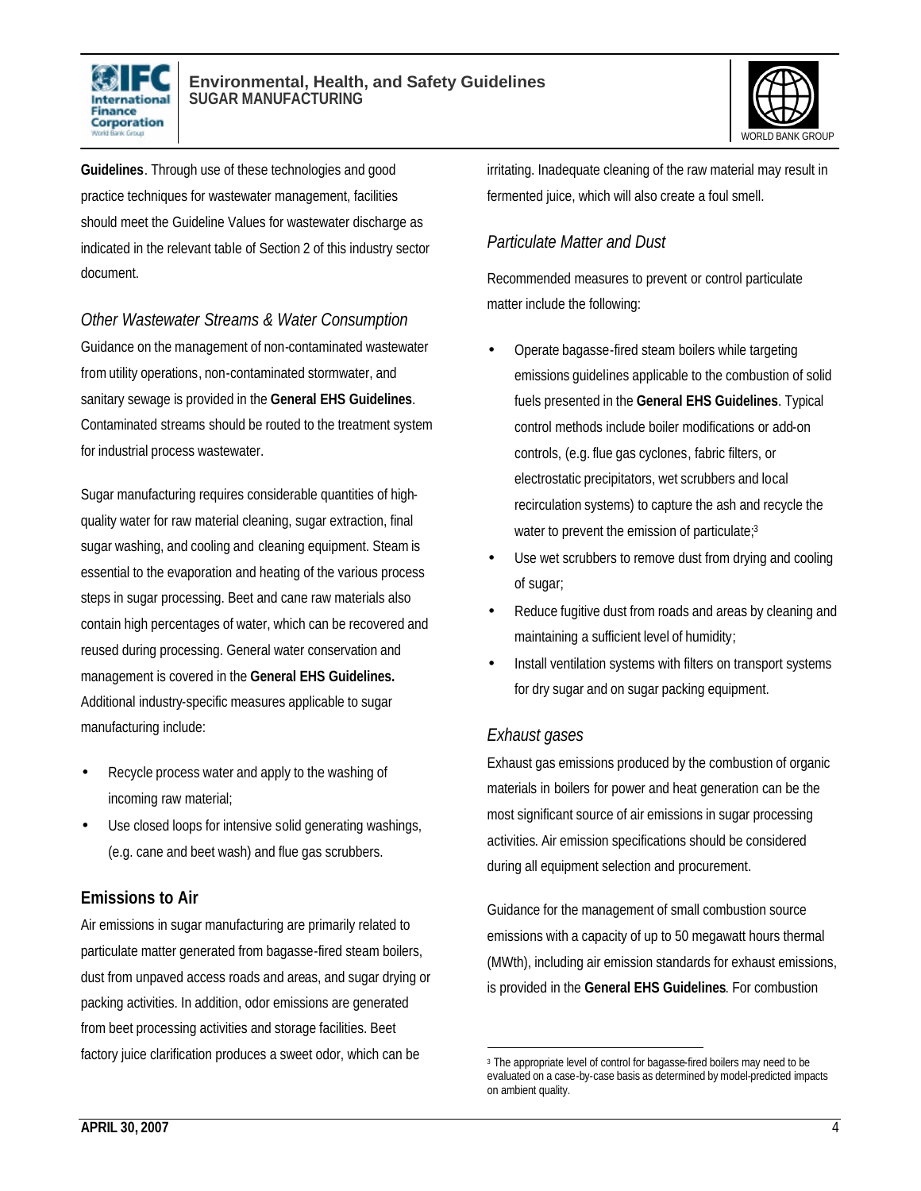**Guidelines**. Through use of these technologies and good practice techniques for wastewater management, facilities should meet the Guideline Values for wastewater discharge as indicated in the relevant table of Section 2 of this industry sector document.

### *Other Wastewater Streams & Water Consumption*

Guidance on the management of non-contaminated wastewater from utility operations, non-contaminated stormwater, and sanitary sewage is provided in the **General EHS Guidelines**. Contaminated streams should be routed to the treatment system for industrial process wastewater.

Sugar manufacturing requires considerable quantities of high-quality water for raw material cleaning, sugar extraction, final sugar washing, and cooling and cleaning equipment. Steam is essential to the evaporation and heating of the various process steps in sugar processing. Beet and cane raw materials also contain high percentages of water, which can be recovered and reused during processing. General water conservation and management is covered in the **General EHS Guidelines.** Additional industry-specific measures applicable to sugar manufacturing include:

- Recycle process water and apply to the washing of incoming raw material;
- Use closed loops for intensive solid generating washings, (e.g. cane and beet wash) and flue gas scrubbers.

## Emissions to Air

Air emissions in sugar manufacturing are primarily related to particulate matter generated from bagasse-fired steam boilers, dust from unpaved access roads and areas, and sugar drying or packing activities. In addition, odor emissions are generated from beet processing activities and storage facilities. Beet factory juice clarification produces a sweet odor, which can be irritating. Inadequate cleaning of the raw material may result in fermented juice, which will also create a foul smell.

### *Particulate Matter and Dust*

Recommended measures to prevent or control particulate matter include the following:

- Operate bagasse-fired steam boilers while targeting emissions guidelines applicable to the combustion of solid fuels presented in the **General EHS Guidelines**. Typical control methods include boiler modifications or add-on controls, (e.g. flue gas cyclones, fabric filters, or electrostatic precipitators, wet scrubbers and local recirculation systems) to capture the ash and recycle the water to prevent the emission of particulate;[3]
- Use wet scrubbers to remove dust from drying and cooling of sugar;
- Reduce fugitive dust from roads and areas by cleaning and maintaining a sufficient level of humidity;
- Install ventilation systems with filters on transport systems for dry sugar and on sugar packing equipment.

### *Exhaust gases*

Exhaust gas emissions produced by the combustion of organic materials in boilers for power and heat generation can be the most significant source of air emissions in sugar processing activities. Air emission specifications should be considered during all equipment selection and procurement.

Guidance for the management of small combustion source emissions with a capacity of up to 50 megawatt hours thermal (MWth), including air emission standards for exhaust emissions, is provided in the **General EHS Guidelines**. For combustion

---

[3] The appropriate level of control for bagasse-fired boilers may need to be evaluated on a case-by-case basis as determined by model-predicted impacts on ambient quality.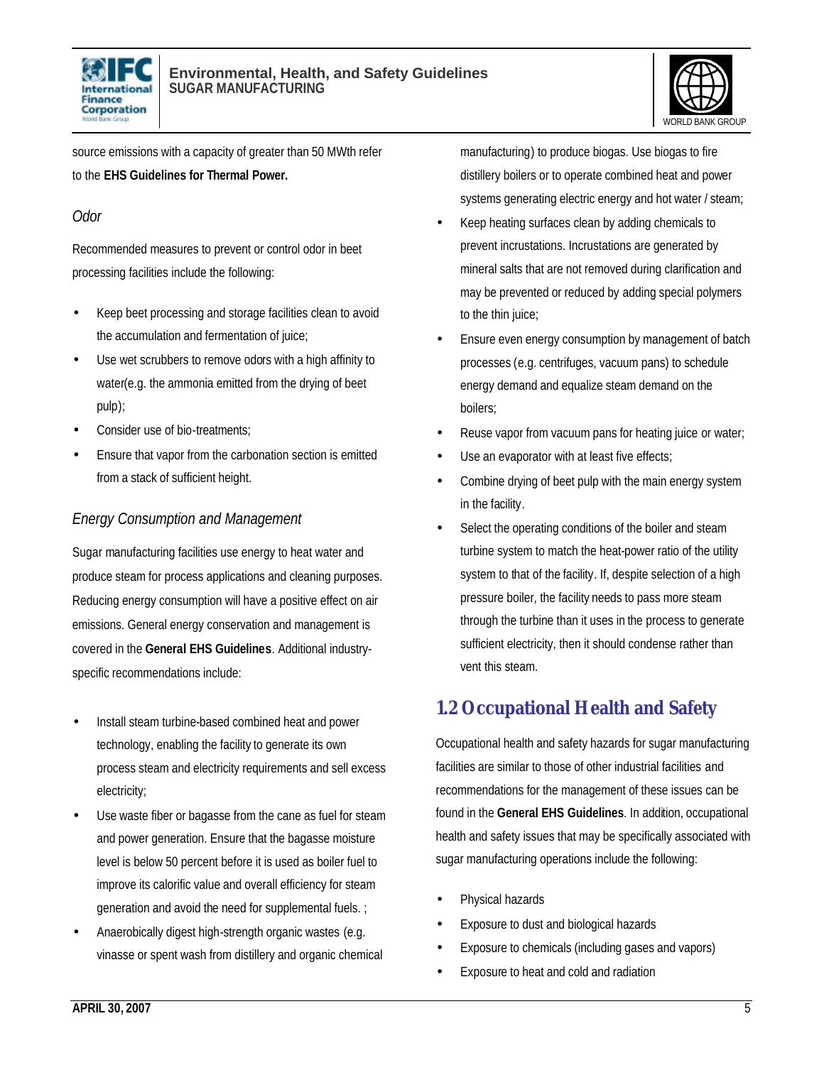source emissions with a capacity of greater than 50 MWth refer to the **EHS Guidelines for Thermal Power.**

### *Odor*

Recommended measures to prevent or control odor in beet processing facilities include the following:

- Keep beet processing and storage facilities clean to avoid the accumulation and fermentation of juice;
- Use wet scrubbers to remove odors with a high affinity to water(e.g. the ammonia emitted from the drying of beet pulp);
- Consider use of bio-treatments;
- Ensure that vapor from the carbonation section is emitted from a stack of sufficient height.

### *Energy Consumption and Management*

Sugar manufacturing facilities use energy to heat water and produce steam for process applications and cleaning purposes. Reducing energy consumption will have a positive effect on air emissions. General energy conservation and management is covered in the **General EHS Guidelines**. Additional industry-specific recommendations include:

- Install steam turbine-based combined heat and power technology, enabling the facility to generate its own process steam and electricity requirements and sell excess electricity;
- Use waste fiber or bagasse from the cane as fuel for steam and power generation. Ensure that the bagasse moisture level is below 50 percent before it is used as boiler fuel to improve its calorific value and overall efficiency for steam generation and avoid the need for supplemental fuels. ;
- Anaerobically digest high-strength organic wastes (e.g. vinasse or spent wash from distillery and organic chemical manufacturing) to produce biogas. Use biogas to fire distillery boilers or to operate combined heat and power systems generating electric energy and hot water / steam;
- Keep heating surfaces clean by adding chemicals to prevent incrustations. Incrustations are generated by mineral salts that are not removed during clarification and may be prevented or reduced by adding special polymers to the thin juice;
- Ensure even energy consumption by management of batch processes (e.g. centrifuges, vacuum pans) to schedule energy demand and equalize steam demand on the boilers;
- Reuse vapor from vacuum pans for heating juice or water;
- Use an evaporator with at least five effects;
- Combine drying of beet pulp with the main energy system in the facility.
- Select the operating conditions of the boiler and steam turbine system to match the heat-power ratio of the utility system to that of the facility. If, despite selection of a high pressure boiler, the facility needs to pass more steam through the turbine than it uses in the process to generate sufficient electricity, then it should condense rather than vent this steam.

## 1.2 Occupational Health and Safety

Occupational health and safety hazards for sugar manufacturing facilities are similar to those of other industrial facilities and recommendations for the management of these issues can be found in the **General EHS Guidelines**. In addition, occupational health and safety issues that may be specifically associated with sugar manufacturing operations include the following:

- Physical hazards
- Exposure to dust and biological hazards
- Exposure to chemicals (including gases and vapors)
- Exposure to heat and cold and radiation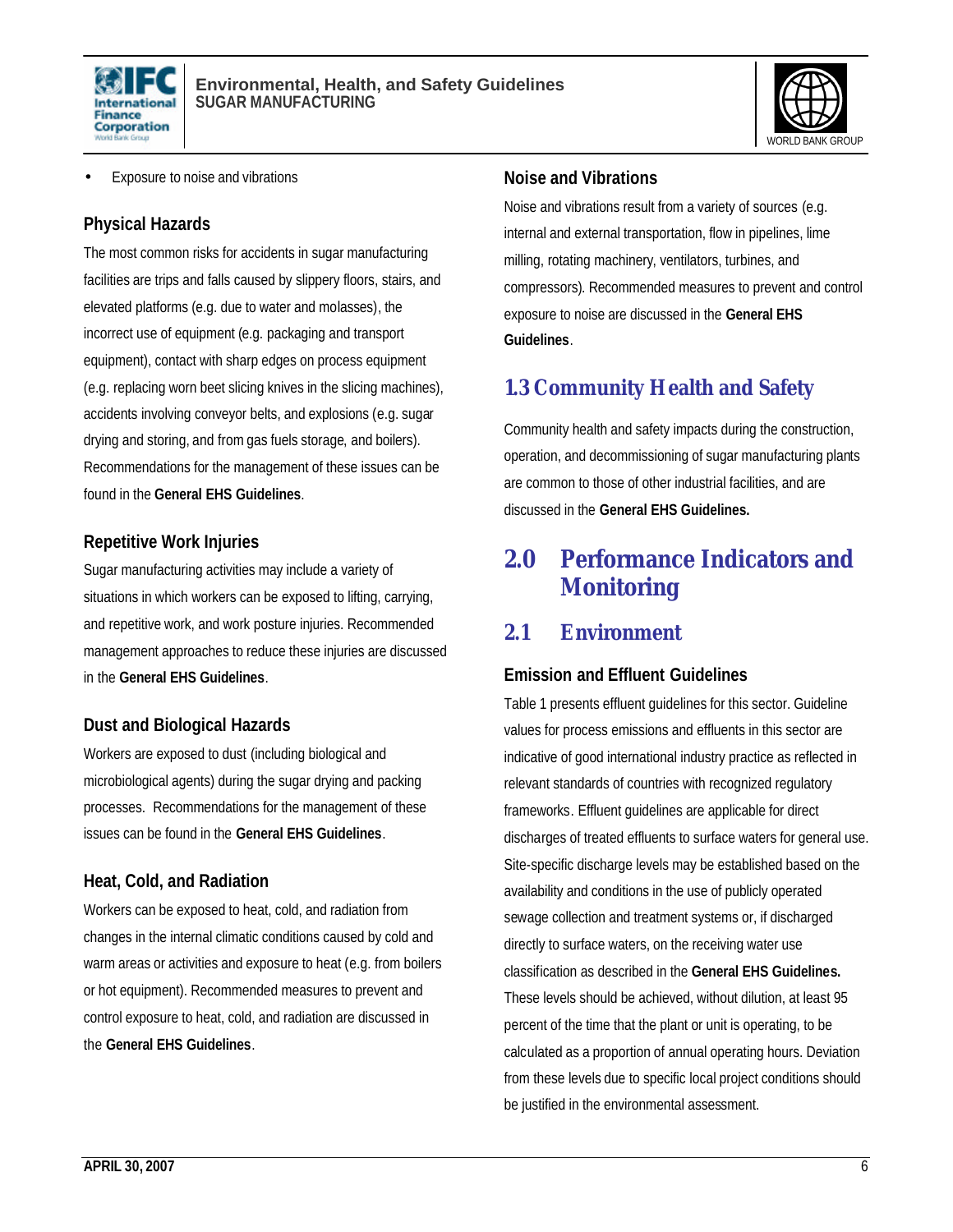- Exposure to noise and vibrations

### Physical Hazards

The most common risks for accidents in sugar manufacturing facilities are trips and falls caused by slippery floors, stairs, and elevated platforms (e.g. due to water and molasses), the incorrect use of equipment (e.g. packaging and transport equipment), contact with sharp edges on process equipment (e.g. replacing worn beet slicing knives in the slicing machines), accidents involving conveyor belts, and explosions (e.g. sugar drying and storing, and from gas fuels storage, and boilers). Recommendations for the management of these issues can be found in the **General EHS Guidelines**.

### Repetitive Work Injuries

Sugar manufacturing activities may include a variety of situations in which workers can be exposed to lifting, carrying, and repetitive work, and work posture injuries. Recommended management approaches to reduce these injuries are discussed in the **General EHS Guidelines**.

### Dust and Biological Hazards

Workers are exposed to dust (including biological and microbiological agents) during the sugar drying and packing processes. Recommendations for the management of these issues can be found in the **General EHS Guidelines**.

### Heat, Cold, and Radiation

Workers can be exposed to heat, cold, and radiation from changes in the internal climatic conditions caused by cold and warm areas or activities and exposure to heat (e.g. from boilers or hot equipment). Recommended measures to prevent and control exposure to heat, cold, and radiation are discussed in the **General EHS Guidelines**.

### Noise and Vibrations

Noise and vibrations result from a variety of sources (e.g. internal and external transportation, flow in pipelines, lime milling, rotating machinery, ventilators, turbines, and compressors). Recommended measures to prevent and control exposure to noise are discussed in the **General EHS Guidelines**.

## 1.3 Community Health and Safety

Community health and safety impacts during the construction, operation, and decommissioning of sugar manufacturing plants are common to those of other industrial facilities, and are discussed in the **General EHS Guidelines.**

# 2.0 Performance Indicators and Monitoring

## 2.1 Environment

### Emission and Effluent Guidelines

Table 1 presents effluent guidelines for this sector. Guideline values for process emissions and effluents in this sector are indicative of good international industry practice as reflected in relevant standards of countries with recognized regulatory frameworks. Effluent guidelines are applicable for direct discharges of treated effluents to surface waters for general use. Site-specific discharge levels may be established based on the availability and conditions in the use of publicly operated sewage collection and treatment systems or, if discharged directly to surface waters, on the receiving water use classification as described in the **General EHS Guidelines.** These levels should be achieved, without dilution, at least 95 percent of the time that the plant or unit is operating, to be calculated as a proportion of annual operating hours. Deviation from these levels due to specific local project conditions should be justified in the environmental assessment.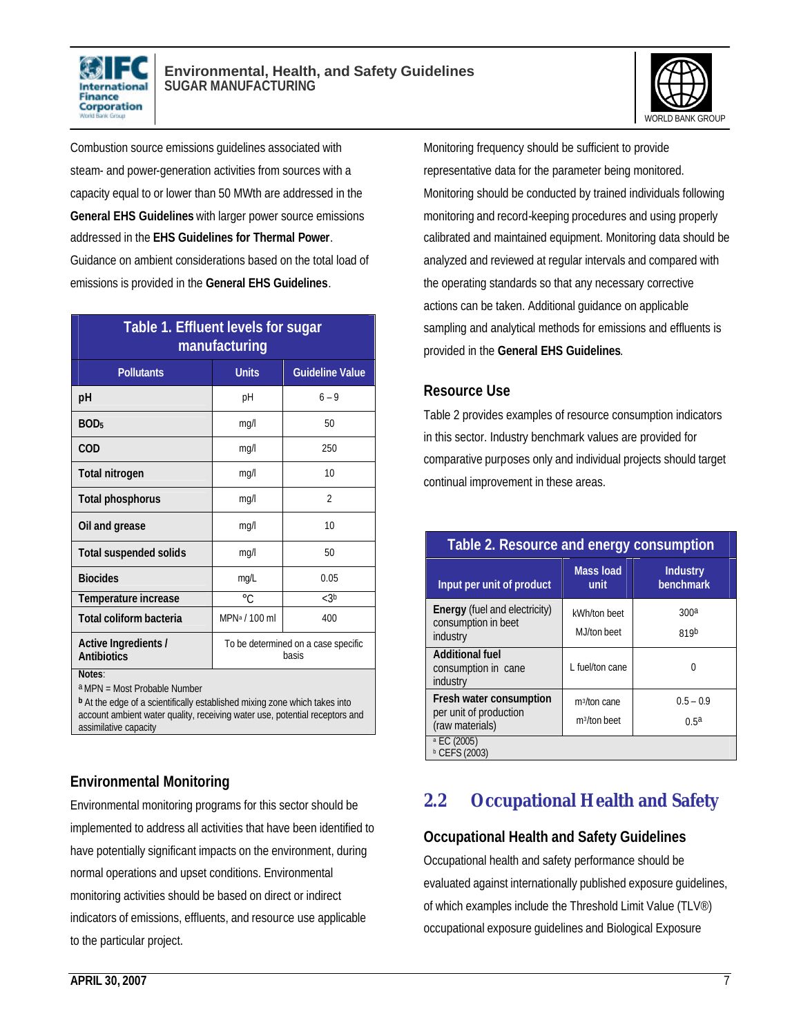Combustion source emissions guidelines associated with steam- and power-generation activities from sources with a capacity equal to or lower than 50 MWth are addressed in the **General EHS Guidelines** with larger power source emissions addressed in the **EHS Guidelines for Thermal Power**. Guidance on ambient considerations based on the total load of emissions is provided in the **General EHS Guidelines**.

**Table 1. Effluent levels for sugar manufacturing**

| Pollutants | Units | Guideline Value |
|---|---|---|
| pH | pH | 6 – 9 |
| $BOD_5$ | mg/l | 50 |
| COD | mg/l | 250 |
| Total nitrogen | mg/l | 10 |
| Total phosphorus | mg/l | 2 |
| Oil and grease | mg/l | 10 |
| Total suspended solids | mg/l | 50 |
| Biocides | mg/L | 0.05 |
| Temperature increase | °C | <3[b] |
| Total coliform bacteria | MPN[a] / 100 ml | 400 |
| Active Ingredients / Antibiotics | To be determined on a case specific basis | |

Notes:
[a] MPN = Most Probable Number
[b] At the edge of a scientifically established mixing zone which takes into account ambient water quality, receiving water use, potential receptors and assimilative capacity

### Environmental Monitoring

Environmental monitoring programs for this sector should be implemented to address all activities that have been identified to have potentially significant impacts on the environment, during normal operations and upset conditions. Environmental monitoring activities should be based on direct or indirect indicators of emissions, effluents, and resource use applicable to the particular project.

Monitoring frequency should be sufficient to provide representative data for the parameter being monitored. Monitoring should be conducted by trained individuals following monitoring and record-keeping procedures and using properly calibrated and maintained equipment. Monitoring data should be analyzed and reviewed at regular intervals and compared with the operating standards so that any necessary corrective actions can be taken. Additional guidance on applicable sampling and analytical methods for emissions and effluents is provided in the **General EHS Guidelines**.

### Resource Use

Table 2 provides examples of resource consumption indicators in this sector. Industry benchmark values are provided for comparative purposes only and individual projects should target continual improvement in these areas.

**Table 2. Resource and energy consumption**

| Input per unit of product | Mass load unit | Industry benchmark |
|---|---|---|
| **Energy** (fuel and electricity) consumption in beet industry | kWh/ton beet<br>MJ/ton beet | 300[a]<br>819[b] |
| **Additional fuel** consumption in cane industry | L fuel/ton cane | 0 |
| **Fresh water consumption** per unit of production (raw materials) | $m^3$/ton cane<br>$m^3$/ton beet | 0.5 – 0.9<br>0.5[a] |

[a] EC (2005)
[b] CEFS (2003)

## 2.2 Occupational Health and Safety

### Occupational Health and Safety Guidelines

Occupational health and safety performance should be evaluated against internationally published exposure guidelines, of which examples include the Threshold Limit Value (TLV®) occupational exposure guidelines and Biological Exposure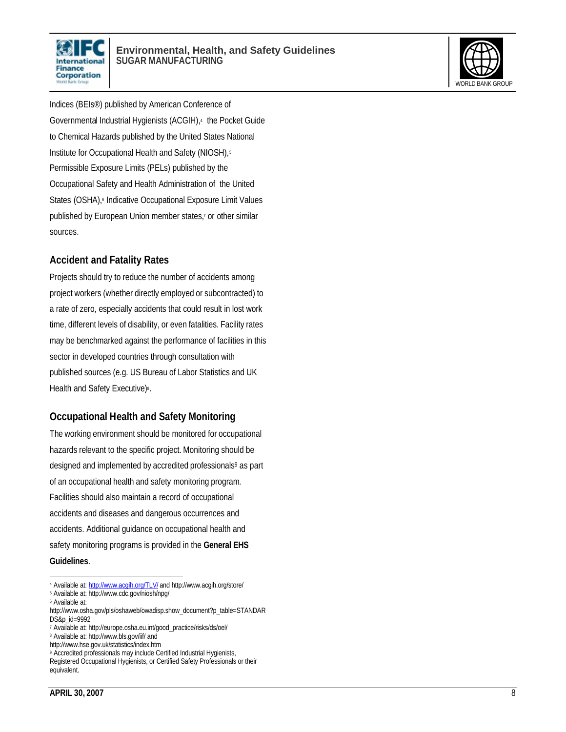Indices (BEIs®) published by American Conference of Governmental Industrial Hygienists (ACGIH),[4] the Pocket Guide to Chemical Hazards published by the United States National Institute for Occupational Health and Safety (NIOSH),[5] Permissible Exposure Limits (PELs) published by the Occupational Safety and Health Administration of the United States (OSHA),[6] Indicative Occupational Exposure Limit Values published by European Union member states,[7] or other similar sources.

### Accident and Fatality Rates

Projects should try to reduce the number of accidents among project workers (whether directly employed or subcontracted) to a rate of zero, especially accidents that could result in lost work time, different levels of disability, or even fatalities. Facility rates may be benchmarked against the performance of facilities in this sector in developed countries through consultation with published sources (e.g. US Bureau of Labor Statistics and UK Health and Safety Executive)[8].

### Occupational Health and Safety Monitoring

The working environment should be monitored for occupational hazards relevant to the specific project. Monitoring should be designed and implemented by accredited professionals[9] as part of an occupational health and safety monitoring program. Facilities should also maintain a record of occupational accidents and diseases and dangerous occurrences and accidents. Additional guidance on occupational health and safety monitoring programs is provided in the **General EHS Guidelines**.

---

[4] Available at: http://www.acgih.org/TLV/ and http://www.acgih.org/store/

[5] Available at: http://www.cdc.gov/niosh/npg/

[6] Available at: http://www.osha.gov/pls/oshaweb/owadisp.show_document?p_table=STANDARDS&p_id=9992

[7] Available at: http://europe.osha.eu.int/good_practice/risks/ds/oel/

[8] Available at: http://www.bls.gov/iif/ and http://www.hse.gov.uk/statistics/index.htm

[9] Accredited professionals may include Certified Industrial Hygienists, Registered Occupational Hygienists, or Certified Safety Professionals or their equivalent.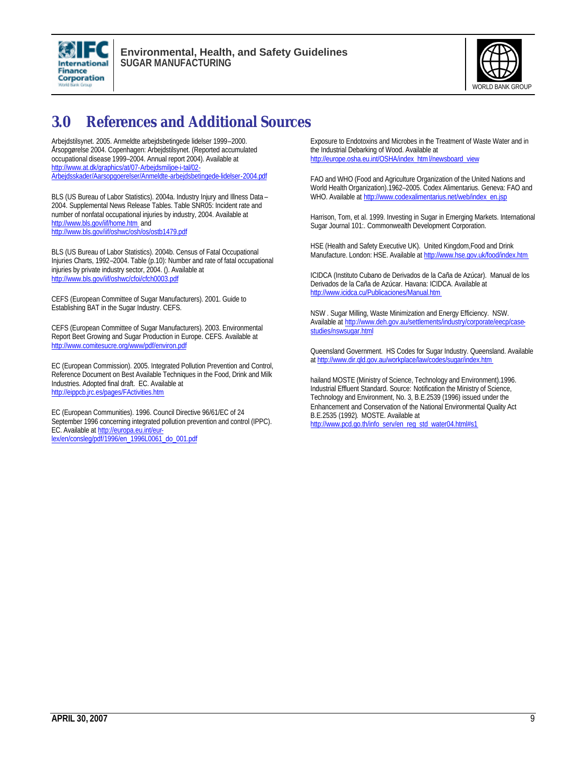# 3.0 References and Additional Sources

Arbejdstilsynet. 2005. Anmeldte arbejdsbetingede lidelser 1999–2000. Årsopgørelse 2004. Copenhagen: Arbejdstilsynet. (Reported accumulated occupational disease 1999–2004. Annual report 2004). Available at http://www.at.dk/graphics/at/07-Arbejdsmiljoe-i-tal/02-Arbejdsskader/Aarsopgoerelser/Anmeldte-arbejdsbetingede-lidelser-2004.pdf

BLS (US Bureau of Labor Statistics). 2004a. Industry Injury and Illness Data – 2004. Supplemental News Release Tables. Table SNR05: Incident rate and number of nonfatal occupational injuries by industry, 2004. Available at http://www.bls.gov/iif/home.htm and http://www.bls.gov/iif/oshwc/osh/os/ostb1479.pdf

BLS (US Bureau of Labor Statistics). 2004b. Census of Fatal Occupational Injuries Charts, 1992–2004. Table (p.10): Number and rate of fatal occupational injuries by private industry sector, 2004. (). Available at http://www.bls.gov/iif/oshwc/cfoi/cfch0003.pdf

CEFS (European Committee of Sugar Manufacturers). 2001. Guide to Establishing BAT in the Sugar Industry. CEFS.

CEFS (European Committee of Sugar Manufacturers). 2003. Environmental Report Beet Growing and Sugar Production in Europe. CEFS. Available at http://www.comitesucre.org/www/pdf/environ.pdf

EC (European Commission). 2005. Integrated Pollution Prevention and Control, Reference Document on Best Available Techniques in the Food, Drink and Milk Industries. Adopted final draft. EC. Available at http://eippcb.jrc.es/pages/FActivities.htm

EC (European Communities). 1996. Council Directive 96/61/EC of 24 September 1996 concerning integrated pollution prevention and control (IPPC). EC. Available at http://europa.eu.int/eur-lex/en/consleg/pdf/1996/en_1996L0061_do_001.pdf

Exposure to Endotoxins and Microbes in the Treatment of Waste Water and in the Industrial Debarking of Wood. Available at http://europe.osha.eu.int/OSHA/index_htm l/newsboard_view

FAO and WHO (Food and Agriculture Organization of the United Nations and World Health Organization).1962–2005. Codex Alimentarius. Geneva: FAO and WHO. Available at http://www.codexalimentarius.net/web/index_en.jsp

Harrison, Tom, et al. 1999. Investing in Sugar in Emerging Markets. International Sugar Journal 101:. Commonwealth Development Corporation.

HSE (Health and Safety Executive UK). United Kingdom,Food and Drink Manufacture. London: HSE. Available at http://www.hse.gov.uk/food/index.htm

ICIDCA (Instituto Cubano de Derivados de la Caña de Azúcar). Manual de los Derivados de la Caña de Azúcar. Havana: ICIDCA. Available at http://www.icidca.cu/Publicaciones/Manual.htm

NSW . Sugar Milling, Waste Minimization and Energy Efficiency. NSW. Available at http://www.deh.gov.au/settlements/industry/corporate/eecp/case-studies/nswsugar.html

Queensland Government. HS Codes for Sugar Industry. Queensland. Available at http://www.dir.qld.gov.au/workplace/law/codes/sugar/index.htm

hailand MOSTE (Ministry of Science, Technology and Environment).1996. Industrial Effluent Standard. Source: Notification the Ministry of Science, Technology and Environment, No. 3, B.E.2539 (1996) issued under the Enhancement and Conservation of the National Environmental Quality Act B.E.2535 (1992). MOSTE. Available at http://www.pcd.go.th/info_serv/en_reg_std_water04.html#s1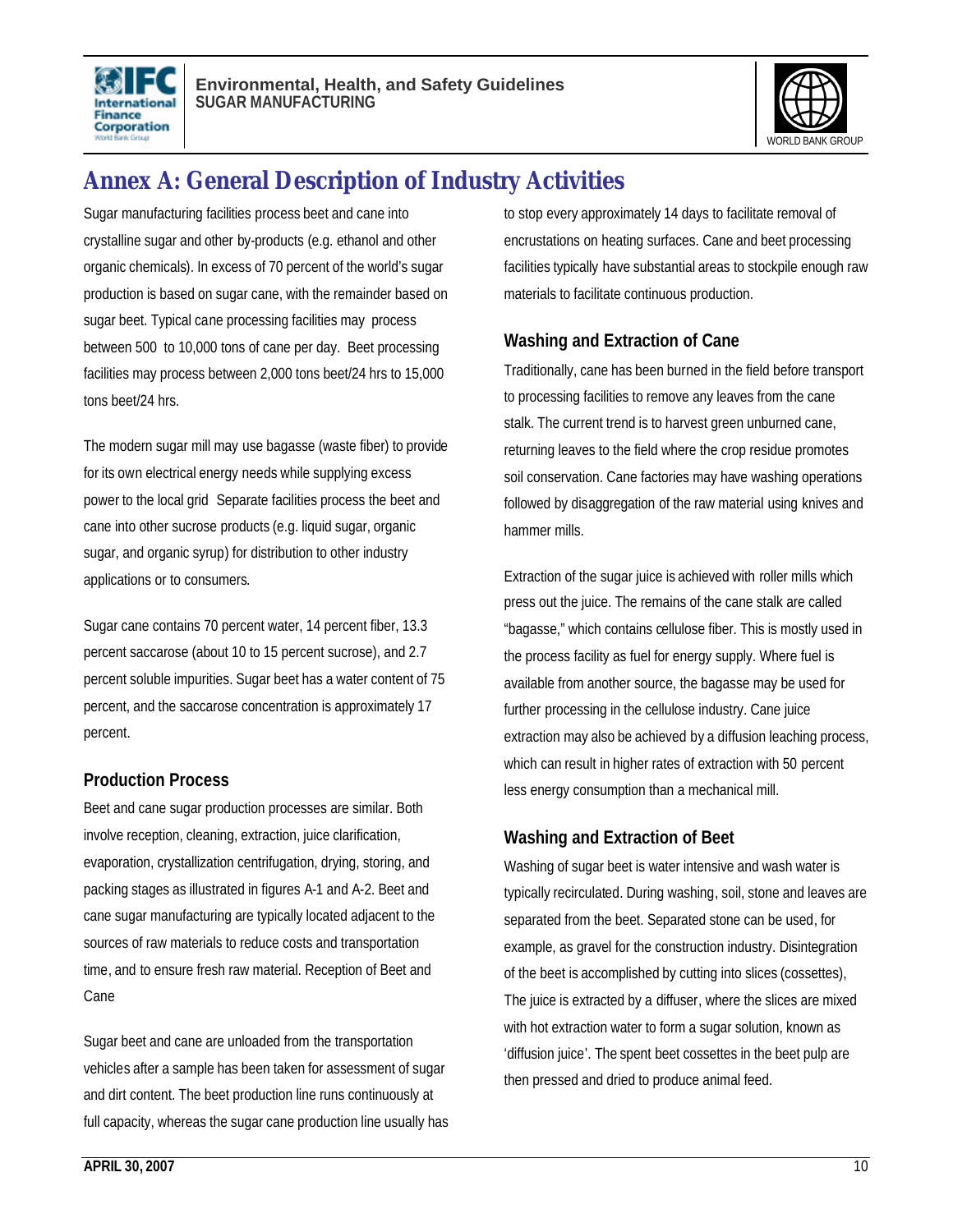# Annex A: General Description of Industry Activities

Sugar manufacturing facilities process beet and cane into crystalline sugar and other by-products (e.g. ethanol and other organic chemicals). In excess of 70 percent of the world's sugar production is based on sugar cane, with the remainder based on sugar beet. Typical cane processing facilities may process between 500 to 10,000 tons of cane per day. Beet processing facilities may process between 2,000 tons beet/24 hrs to 15,000 tons beet/24 hrs.

The modern sugar mill may use bagasse (waste fiber) to provide for its own electrical energy needs while supplying excess power to the local grid Separate facilities process the beet and cane into other sucrose products (e.g. liquid sugar, organic sugar, and organic syrup) for distribution to other industry applications or to consumers.

Sugar cane contains 70 percent water, 14 percent fiber, 13.3 percent saccarose (about 10 to 15 percent sucrose), and 2.7 percent soluble impurities. Sugar beet has a water content of 75 percent, and the saccarose concentration is approximately 17 percent.

## Production Process

Beet and cane sugar production processes are similar. Both involve reception, cleaning, extraction, juice clarification, evaporation, crystallization centrifugation, drying, storing, and packing stages as illustrated in figures A-1 and A-2. Beet and cane sugar manufacturing are typically located adjacent to the sources of raw materials to reduce costs and transportation time, and to ensure fresh raw material. Reception of Beet and Cane

Sugar beet and cane are unloaded from the transportation vehicles after a sample has been taken for assessment of sugar and dirt content. The beet production line runs continuously at full capacity, whereas the sugar cane production line usually has to stop every approximately 14 days to facilitate removal of encrustations on heating surfaces. Cane and beet processing facilities typically have substantial areas to stockpile enough raw materials to facilitate continuous production.

## Washing and Extraction of Cane

Traditionally, cane has been burned in the field before transport to processing facilities to remove any leaves from the cane stalk. The current trend is to harvest green unburned cane, returning leaves to the field where the crop residue promotes soil conservation. Cane factories may have washing operations followed by disaggregation of the raw material using knives and hammer mills.

Extraction of the sugar juice is achieved with roller mills which press out the juice. The remains of the cane stalk are called "bagasse," which contains cellulose fiber. This is mostly used in the process facility as fuel for energy supply. Where fuel is available from another source, the bagasse may be used for further processing in the cellulose industry. Cane juice extraction may also be achieved by a diffusion leaching process, which can result in higher rates of extraction with 50 percent less energy consumption than a mechanical mill.

## Washing and Extraction of Beet

Washing of sugar beet is water intensive and wash water is typically recirculated. During washing, soil, stone and leaves are separated from the beet. Separated stone can be used, for example, as gravel for the construction industry. Disintegration of the beet is accomplished by cutting into slices (cossettes), The juice is extracted by a diffuser, where the slices are mixed with hot extraction water to form a sugar solution, known as 'diffusion juice'. The spent beet cossettes in the beet pulp are then pressed and dried to produce animal feed.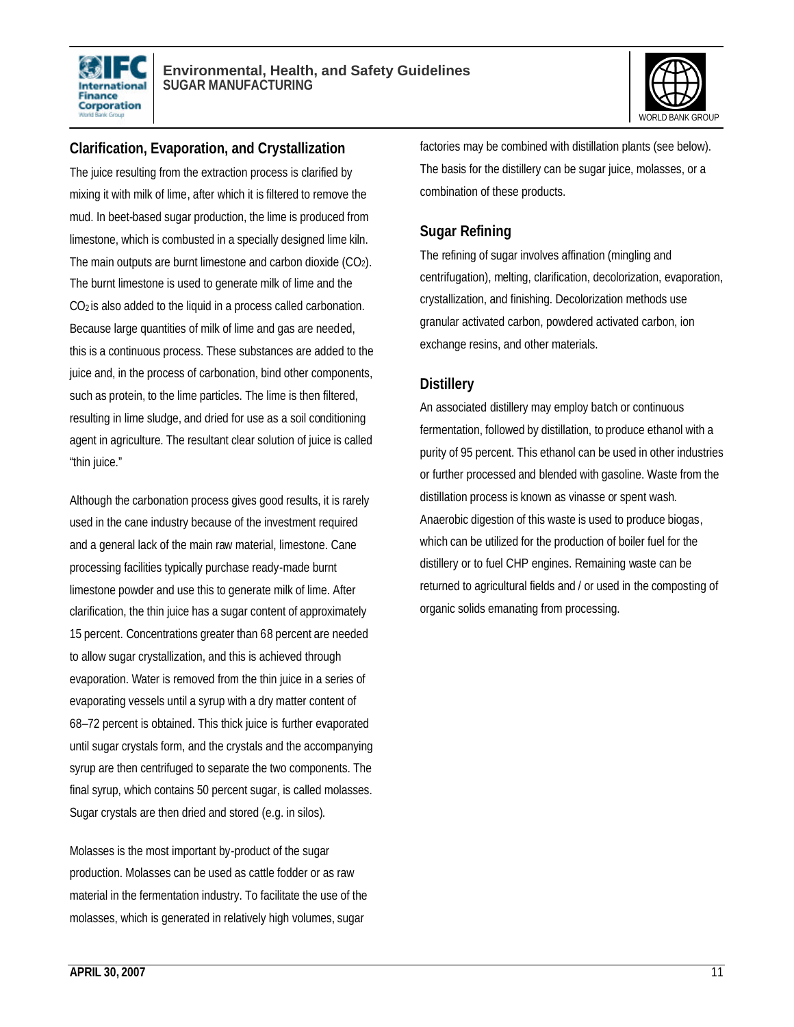## Clarification, Evaporation, and Crystallization

The juice resulting from the extraction process is clarified by mixing it with milk of lime, after which it is filtered to remove the mud. In beet-based sugar production, the lime is produced from limestone, which is combusted in a specially designed lime kiln. The main outputs are burnt limestone and carbon dioxide ($CO_2$). The burnt limestone is used to generate milk of lime and the $CO_2$ is also added to the liquid in a process called carbonation. Because large quantities of milk of lime and gas are needed, this is a continuous process. These substances are added to the juice and, in the process of carbonation, bind other components, such as protein, to the lime particles. The lime is then filtered, resulting in lime sludge, and dried for use as a soil conditioning agent in agriculture. The resultant clear solution of juice is called "thin juice."

Although the carbonation process gives good results, it is rarely used in the cane industry because of the investment required and a general lack of the main raw material, limestone. Cane processing facilities typically purchase ready-made burnt limestone powder and use this to generate milk of lime. After clarification, the thin juice has a sugar content of approximately 15 percent. Concentrations greater than 68 percent are needed to allow sugar crystallization, and this is achieved through evaporation. Water is removed from the thin juice in a series of evaporating vessels until a syrup with a dry matter content of 68–72 percent is obtained. This thick juice is further evaporated until sugar crystals form, and the crystals and the accompanying syrup are then centrifuged to separate the two components. The final syrup, which contains 50 percent sugar, is called molasses. Sugar crystals are then dried and stored (e.g. in silos).

Molasses is the most important by-product of the sugar production. Molasses can be used as cattle fodder or as raw material in the fermentation industry. To facilitate the use of the molasses, which is generated in relatively high volumes, sugar factories may be combined with distillation plants (see below). The basis for the distillery can be sugar juice, molasses, or a combination of these products.

## Sugar Refining

The refining of sugar involves affination (mingling and centrifugation), melting, clarification, decolorization, evaporation, crystallization, and finishing. Decolorization methods use granular activated carbon, powdered activated carbon, ion exchange resins, and other materials.

## Distillery

An associated distillery may employ batch or continuous fermentation, followed by distillation, to produce ethanol with a purity of 95 percent. This ethanol can be used in other industries or further processed and blended with gasoline. Waste from the distillation process is known as vinasse or spent wash. Anaerobic digestion of this waste is used to produce biogas, which can be utilized for the production of boiler fuel for the distillery or to fuel CHP engines. Remaining waste can be returned to agricultural fields and / or used in the composting of organic solids emanating from processing.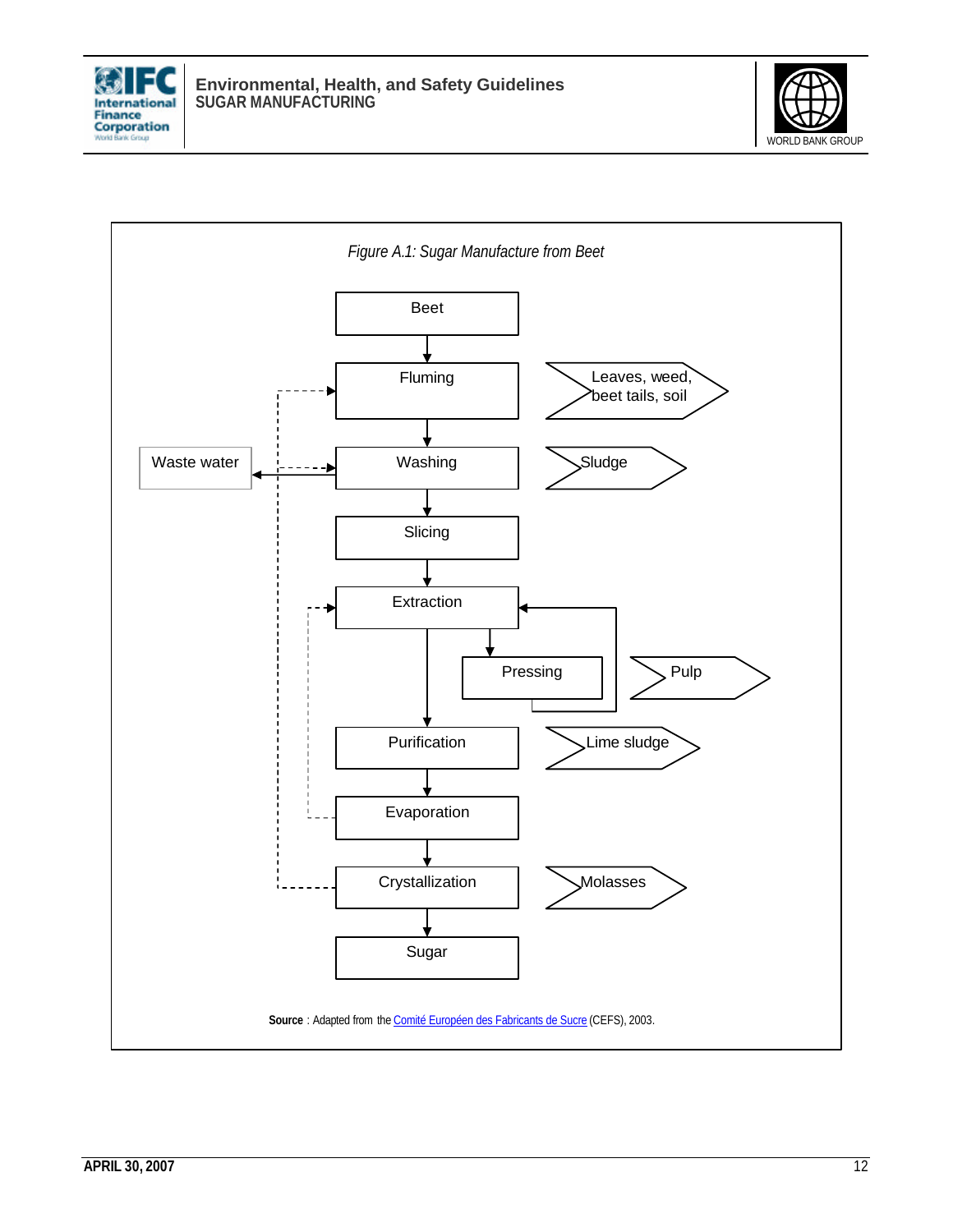*Figure A.1: Sugar Manufacture from Beet*

Beet

Fluming — Leaves, weed, beet tails, soil

Washing — Sludge

Waste water

Slicing

Extraction

Pressing — Pulp

Purification — Lime sludge

Evaporation

Crystallization — Molasses

Sugar

**Source** : Adapted from the Comité Européen des Fabricants de Sucre (CEFS), 2003.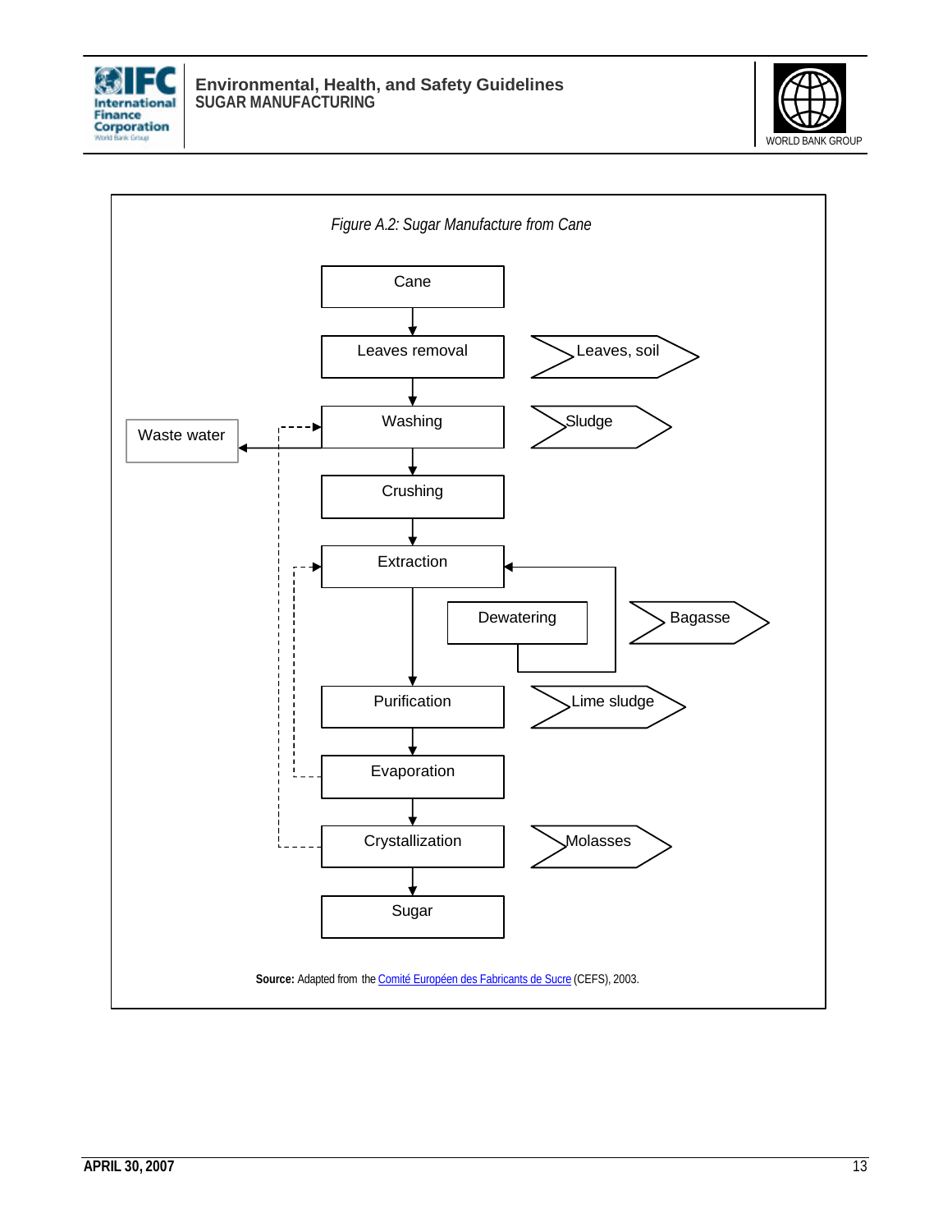*Figure A.2: Sugar Manufacture from Cane*

Cane

Leaves removal

Leaves, soil

Waste water

Washing

Sludge

Crushing

Extraction

Dewatering

Bagasse

Purification

Lime sludge

Evaporation

Crystallization

Molasses

Sugar

**Source:** Adapted from the Comité Européen des Fabricants de Sucre (CEFS), 2003.